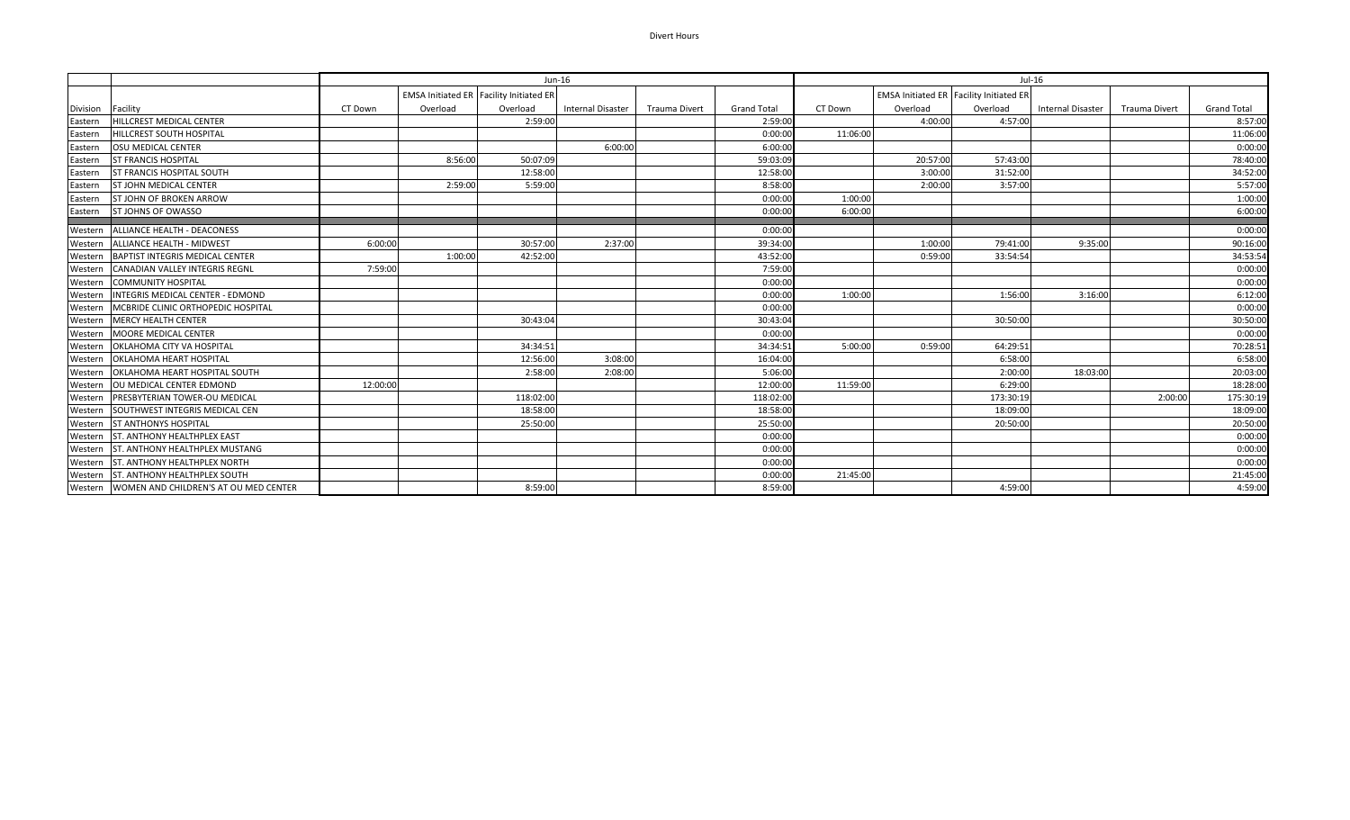Divert Hours

| | | Jun-16 | | | | | | Jul-16 | | | | | |
|---|---|---|---|---|---|---|---|---|---|---|---|---|---|
| Division | Facility | CT Down | EMSA Initiated ER Overload | Facility Initiated ER Overload | Internal Disaster | Trauma Divert | Grand Total | CT Down | EMSA Initiated ER Overload | Facility Initiated ER Overload | Internal Disaster | Trauma Divert | Grand Total |
| Eastern | HILLCREST MEDICAL CENTER | | | 2:59:00 | | | 2:59:00 | | 4:00:00 | 4:57:00 | | | 8:57:00 |
| Eastern | HILLCREST SOUTH HOSPITAL | | | | | | 0:00:00 | 11:06:00 | | | | | 11:06:00 |
| Eastern | OSU MEDICAL CENTER | | | | 6:00:00 | | 6:00:00 | | | | | | 0:00:00 |
| Eastern | ST FRANCIS HOSPITAL | | 8:56:00 | 50:07:09 | | | 59:03:09 | | 20:57:00 | 57:43:00 | | | 78:40:00 |
| Eastern | ST FRANCIS HOSPITAL SOUTH | | | 12:58:00 | | | 12:58:00 | | 3:00:00 | 31:52:00 | | | 34:52:00 |
| Eastern | ST JOHN MEDICAL CENTER | | 2:59:00 | 5:59:00 | | | 8:58:00 | | 2:00:00 | 3:57:00 | | | 5:57:00 |
| Eastern | ST JOHN OF BROKEN ARROW | | | | | | 0:00:00 | 1:00:00 | | | | | 1:00:00 |
| Eastern | ST JOHNS OF OWASSO | | | | | | 0:00:00 | 6:00:00 | | | | | 6:00:00 |
| Western | ALLIANCE HEALTH - DEACONESS | | | | | | 0:00:00 | | | | | | 0:00:00 |
| Western | ALLIANCE HEALTH - MIDWEST | 6:00:00 | | 30:57:00 | 2:37:00 | | 39:34:00 | | 1:00:00 | 79:41:00 | 9:35:00 | | 90:16:00 |
| Western | BAPTIST INTEGRIS MEDICAL CENTER | | 1:00:00 | 42:52:00 | | | 43:52:00 | | 0:59:00 | 33:54:54 | | | 34:53:54 |
| Western | CANADIAN VALLEY INTEGRIS REGNL | 7:59:00 | | | | | 7:59:00 | | | | | | 0:00:00 |
| Western | COMMUNITY HOSPITAL | | | | | | 0:00:00 | | | | | | 0:00:00 |
| Western | INTEGRIS MEDICAL CENTER - EDMOND | | | | | | 0:00:00 | 1:00:00 | | 1:56:00 | 3:16:00 | | 6:12:00 |
| Western | MCBRIDE CLINIC ORTHOPEDIC HOSPITAL | | | | | | 0:00:00 | | | | | | 0:00:00 |
| Western | MERCY HEALTH CENTER | | | 30:43:04 | | | 30:43:04 | | | 30:50:00 | | | 30:50:00 |
| Western | MOORE MEDICAL CENTER | | | | | | 0:00:00 | | | | | | 0:00:00 |
| Western | OKLAHOMA CITY VA HOSPITAL | | | 34:34:51 | | | 34:34:51 | 5:00:00 | 0:59:00 | 64:29:51 | | | 70:28:51 |
| Western | OKLAHOMA HEART HOSPITAL | | | 12:56:00 | 3:08:00 | | 16:04:00 | | | 6:58:00 | | | 6:58:00 |
| Western | OKLAHOMA HEART HOSPITAL SOUTH | | | 2:58:00 | 2:08:00 | | 5:06:00 | | | 2:00:00 | 18:03:00 | | 20:03:00 |
| Western | OU MEDICAL CENTER EDMOND | 12:00:00 | | | | | 12:00:00 | 11:59:00 | | 6:29:00 | | | 18:28:00 |
| Western | PRESBYTERIAN TOWER-OU MEDICAL | | | 118:02:00 | | | 118:02:00 | | | 173:30:19 | | 2:00:00 | 175:30:19 |
| Western | SOUTHWEST INTEGRIS MEDICAL CEN | | | 18:58:00 | | | 18:58:00 | | | 18:09:00 | | | 18:09:00 |
| Western | ST ANTHONYS HOSPITAL | | | 25:50:00 | | | 25:50:00 | | | 20:50:00 | | | 20:50:00 |
| Western | ST. ANTHONY HEALTHPLEX EAST | | | | | | 0:00:00 | | | | | | 0:00:00 |
| Western | ST. ANTHONY HEALTHPLEX MUSTANG | | | | | | 0:00:00 | | | | | | 0:00:00 |
| Western | ST. ANTHONY HEALTHPLEX NORTH | | | | | | 0:00:00 | | | | | | 0:00:00 |
| Western | ST. ANTHONY HEALTHPLEX SOUTH | | | | | | 0:00:00 | 21:45:00 | | | | | 21:45:00 |
| Western | WOMEN AND CHILDREN'S AT OU MED CENTER | | | 8:59:00 | | | 8:59:00 | | | 4:59:00 | | | 4:59:00 |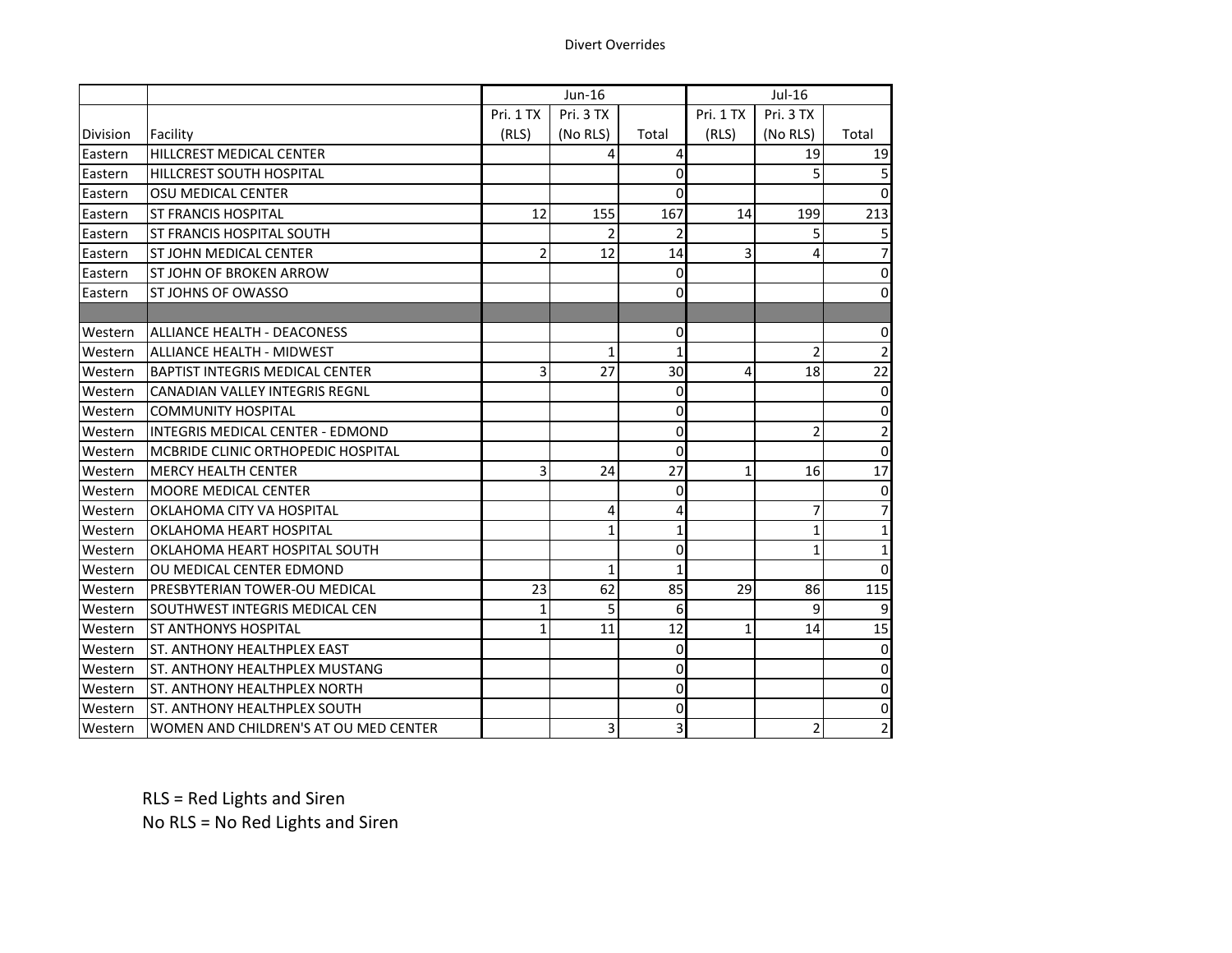Divert Overrides

| | | Jun-16 | | | Jul-16 | | |
|---|---|---|---|---|---|---|---|
| | | Pri. 1 TX | Pri. 3 TX | | Pri. 1 TX | Pri. 3 TX | |
| Division | Facility | (RLS) | (No RLS) | Total | (RLS) | (No RLS) | Total |
| Eastern | HILLCREST MEDICAL CENTER | | 4 | 4 | | 19 | 19 |
| Eastern | HILLCREST SOUTH HOSPITAL | | | 0 | | 5 | 5 |
| Eastern | OSU MEDICAL CENTER | | | 0 | | | 0 |
| Eastern | ST FRANCIS HOSPITAL | 12 | 155 | 167 | 14 | 199 | 213 |
| Eastern | ST FRANCIS HOSPITAL SOUTH | | 2 | 2 | | 5 | 5 |
| Eastern | ST JOHN MEDICAL CENTER | 2 | 12 | 14 | 3 | 4 | 7 |
| Eastern | ST JOHN OF BROKEN ARROW | | | 0 | | | 0 |
| Eastern | ST JOHNS OF OWASSO | | | 0 | | | 0 |
| | | | | | | | |
| Western | ALLIANCE HEALTH - DEACONESS | | | 0 | | | 0 |
| Western | ALLIANCE HEALTH - MIDWEST | | 1 | 1 | | 2 | 2 |
| Western | BAPTIST INTEGRIS MEDICAL CENTER | 3 | 27 | 30 | 4 | 18 | 22 |
| Western | CANADIAN VALLEY INTEGRIS REGNL | | | 0 | | | 0 |
| Western | COMMUNITY HOSPITAL | | | 0 | | | 0 |
| Western | INTEGRIS MEDICAL CENTER - EDMOND | | | 0 | | 2 | 2 |
| Western | MCBRIDE CLINIC ORTHOPEDIC HOSPITAL | | | 0 | | | 0 |
| Western | MERCY HEALTH CENTER | 3 | 24 | 27 | 1 | 16 | 17 |
| Western | MOORE MEDICAL CENTER | | | 0 | | | 0 |
| Western | OKLAHOMA CITY VA HOSPITAL | | 4 | 4 | | 7 | 7 |
| Western | OKLAHOMA HEART HOSPITAL | | 1 | 1 | | 1 | 1 |
| Western | OKLAHOMA HEART HOSPITAL SOUTH | | | 0 | | 1 | 1 |
| Western | OU MEDICAL CENTER EDMOND | | 1 | 1 | | | 0 |
| Western | PRESBYTERIAN TOWER-OU MEDICAL | 23 | 62 | 85 | 29 | 86 | 115 |
| Western | SOUTHWEST INTEGRIS MEDICAL CEN | 1 | 5 | 6 | | 9 | 9 |
| Western | ST ANTHONYS HOSPITAL | 1 | 11 | 12 | 1 | 14 | 15 |
| Western | ST. ANTHONY HEALTHPLEX EAST | | | 0 | | | 0 |
| Western | ST. ANTHONY HEALTHPLEX MUSTANG | | | 0 | | | 0 |
| Western | ST. ANTHONY HEALTHPLEX NORTH | | | 0 | | | 0 |
| Western | ST. ANTHONY HEALTHPLEX SOUTH | | | 0 | | | 0 |
| Western | WOMEN AND CHILDREN'S AT OU MED CENTER | | 3 | 3 | | 2 | 2 |

RLS = Red Lights and Siren
No RLS = No Red Lights and Siren